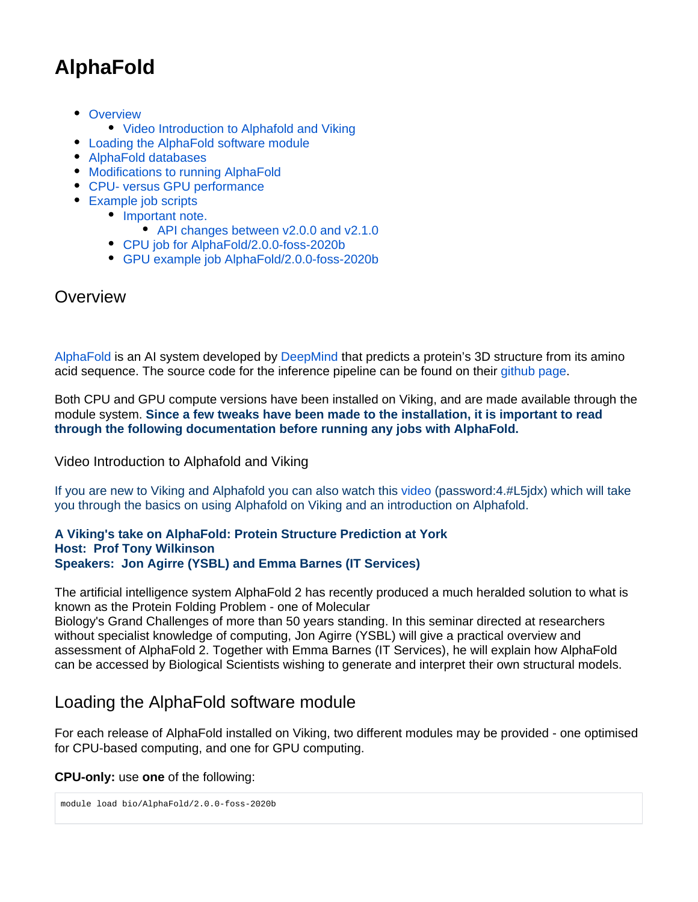# AlphaFold

- Overview
  - Video Introduction to Alphafold and Viking
- Loading the AlphaFold software module
- AlphaFold databases
- Modifications to running AlphaFold
- CPU- versus GPU performance
- Example job scripts
  - Important note.
    - API changes between v2.0.0 and v2.1.0
  - CPU job for AlphaFold/2.0.0-foss-2020b
  - GPU example job AlphaFold/2.0.0-foss-2020b

## Overview

AlphaFold is an AI system developed by DeepMind that predicts a protein's 3D structure from its amino acid sequence. The source code for the inference pipeline can be found on their github page.

Both CPU and GPU compute versions have been installed on Viking, and are made available through the module system. **Since a few tweaks have been made to the installation, it is important to read through the following documentation before running any jobs with AlphaFold.**

### Video Introduction to Alphafold and Viking

If you are new to Viking and Alphafold you can also watch this video (password:4.#L5jdx) which will take you through the basics on using Alphafold on Viking and an introduction on Alphafold.

**A Viking's take on AlphaFold: Protein Structure Prediction at York**
**Host: Prof Tony Wilkinson**
**Speakers: Jon Agirre (YSBL) and Emma Barnes (IT Services)**

The artificial intelligence system AlphaFold 2 has recently produced a much heralded solution to what is known as the Protein Folding Problem - one of Molecular Biology's Grand Challenges of more than 50 years standing. In this seminar directed at researchers without specialist knowledge of computing, Jon Agirre (YSBL) will give a practical overview and assessment of AlphaFold 2. Together with Emma Barnes (IT Services), he will explain how AlphaFold can be accessed by Biological Scientists wishing to generate and interpret their own structural models.

## Loading the AlphaFold software module

For each release of AlphaFold installed on Viking, two different modules may be provided - one optimised for CPU-based computing, and one for GPU computing.

**CPU-only:** use **one** of the following:

```
module load bio/AlphaFold/2.0.0-foss-2020b
```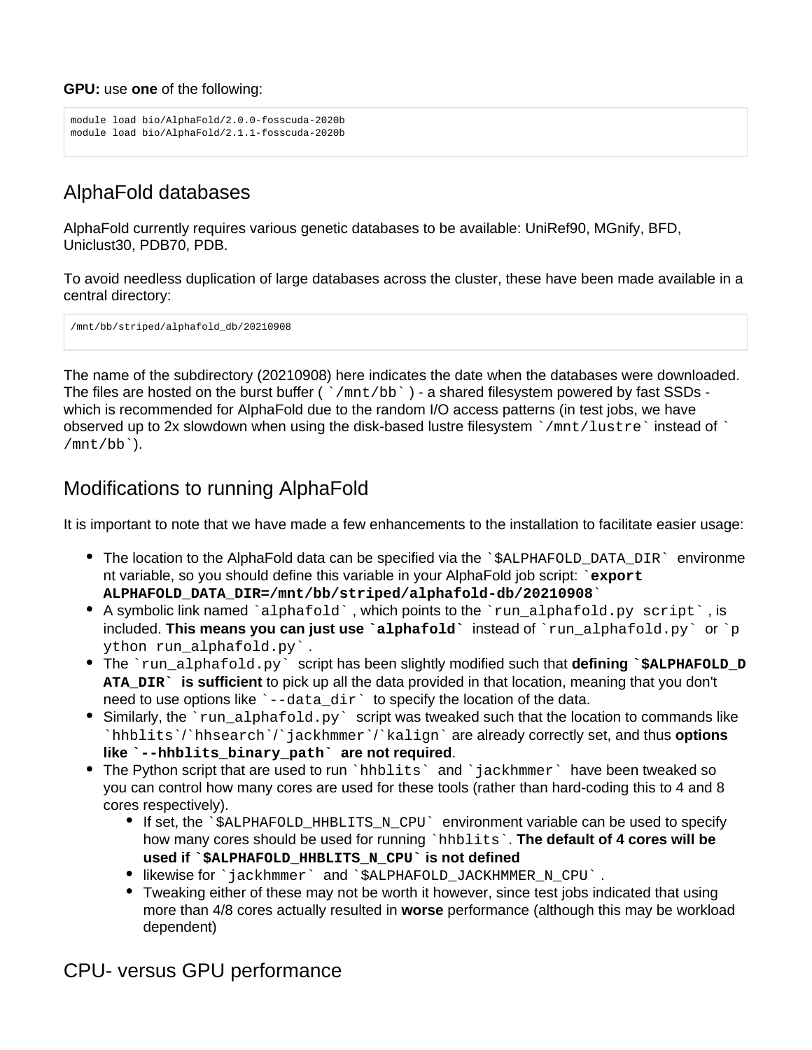**GPU:** use **one** of the following:

```
module load bio/AlphaFold/2.0.0-fosscuda-2020b
module load bio/AlphaFold/2.1.1-fosscuda-2020b
```

## AlphaFold databases

AlphaFold currently requires various genetic databases to be available: UniRef90, MGnify, BFD, Uniclust30, PDB70, PDB.

To avoid needless duplication of large databases across the cluster, these have been made available in a central directory:

```
/mnt/bb/striped/alphafold_db/20210908
```

The name of the subdirectory (20210908) here indicates the date when the databases were downloaded. The files are hosted on the burst buffer ( `/mnt/bb` ) - a shared filesystem powered by fast SSDs - which is recommended for AlphaFold due to the random I/O access patterns (in test jobs, we have observed up to 2x slowdown when using the disk-based lustre filesystem `/mnt/lustre` instead of `/mnt/bb`).

## Modifications to running AlphaFold

It is important to note that we have made a few enhancements to the installation to facilitate easier usage:

- The location to the AlphaFold data can be specified via the `$ALPHAFOLD_DATA_DIR` environment variable, so you should define this variable in your AlphaFold job script: **`export ALPHAFOLD_DATA_DIR=/mnt/bb/striped/alphafold-db/20210908`**
- A symbolic link named `alphafold` , which points to the `run_alphafold.py script` , is included. **This means you can just use `alphafold`** instead of `run_alphafold.py` or `python run_alphafold.py` .
- The `run_alphafold.py` script has been slightly modified such that **defining `$ALPHAFOLD_DATA_DIR` is sufficient** to pick up all the data provided in that location, meaning that you don't need to use options like `--data_dir` to specify the location of the data.
- Similarly, the `run_alphafold.py` script was tweaked such that the location to commands like `hhblits`/`hhsearch`/`jackhmmer`/`kalign` are already correctly set, and thus **options like `--hhblits_binary_path` are not required**.
- The Python script that are used to run `hhblits` and `jackhmmer` have been tweaked so you can control how many cores are used for these tools (rather than hard-coding this to 4 and 8 cores respectively).
  - If set, the `$ALPHAFOLD_HHBLITS_N_CPU` environment variable can be used to specify how many cores should be used for running `hhblits`. **The default of 4 cores will be used if `$ALPHAFOLD_HHBLITS_N_CPU` is not defined**
  - likewise for `jackhmmer` and `$ALPHAFOLD_JACKHMMER_N_CPU` .
  - Tweaking either of these may not be worth it however, since test jobs indicated that using more than 4/8 cores actually resulted in **worse** performance (although this may be workload dependent)

## CPU- versus GPU performance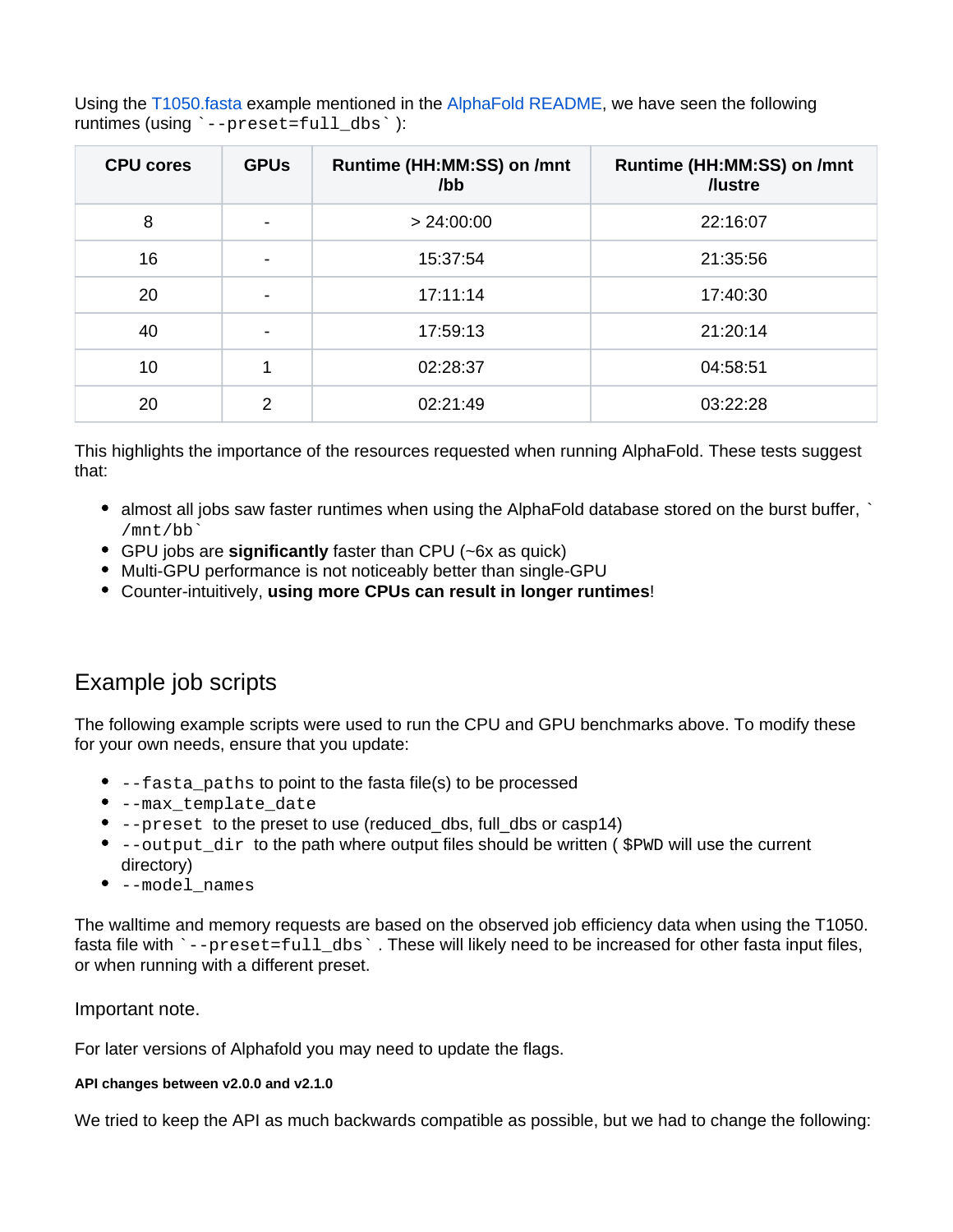Using the T1050.fasta example mentioned in the AlphaFold README, we have seen the following runtimes (using `--preset=full_dbs`):

| CPU cores | GPUs | Runtime (HH:MM:SS) on /mnt/bb | Runtime (HH:MM:SS) on /mnt/lustre |
| --- | --- | --- | --- |
| 8 | - | > 24:00:00 | 22:16:07 |
| 16 | - | 15:37:54 | 21:35:56 |
| 20 | - | 17:11:14 | 17:40:30 |
| 40 | - | 17:59:13 | 21:20:14 |
| 10 | 1 | 02:28:37 | 04:58:51 |
| 20 | 2 | 02:21:49 | 03:22:28 |

This highlights the importance of the resources requested when running AlphaFold. These tests suggest that:

- almost all jobs saw faster runtimes when using the AlphaFold database stored on the burst buffer, `/mnt/bb`
- GPU jobs are **significantly** faster than CPU (~6x as quick)
- Multi-GPU performance is not noticeably better than single-GPU
- Counter-intuitively, **using more CPUs can result in longer runtimes**!

## Example job scripts

The following example scripts were used to run the CPU and GPU benchmarks above. To modify these for your own needs, ensure that you update:

- `--fasta_paths` to point to the fasta file(s) to be processed
- `--max_template_date`
- `--preset` to the preset to use (reduced_dbs, full_dbs or casp14)
- `--output_dir` to the path where output files should be written ( `$PWD` will use the current directory)
- `--model_names`

The walltime and memory requests are based on the observed job efficiency data when using the T1050.fasta file with `--preset=full_dbs`. These will likely need to be increased for other fasta input files, or when running with a different preset.

### Important note.

For later versions of Alphafold you may need to update the flags.

##### API changes between v2.0.0 and v2.1.0

We tried to keep the API as much backwards compatible as possible, but we had to change the following: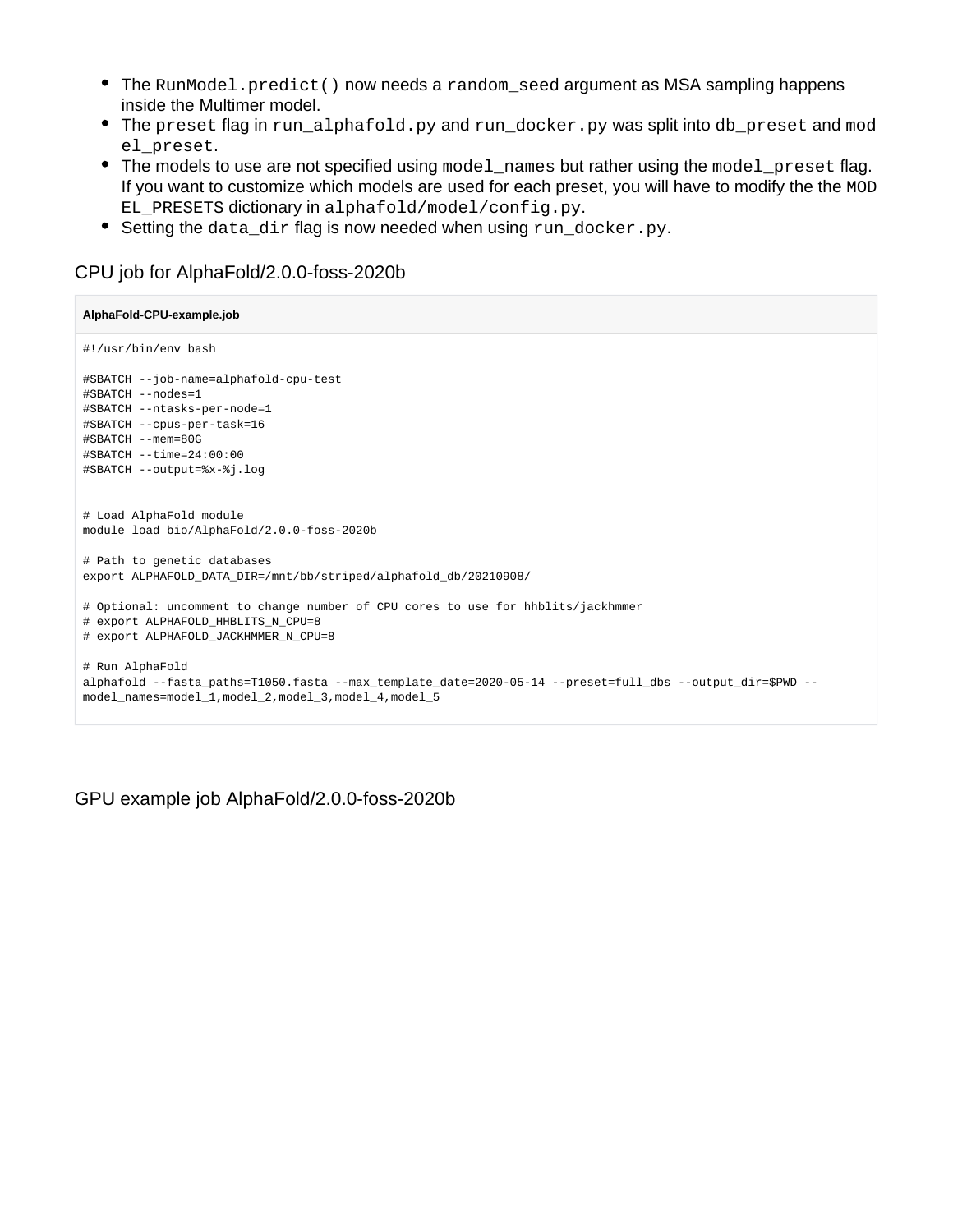- The `RunModel.predict()` now needs a `random_seed` argument as MSA sampling happens inside the Multimer model.
- The `preset` flag in `run_alphafold.py` and `run_docker.py` was split into `db_preset` and `model_preset`.
- The models to use are not specified using `model_names` but rather using the `model_preset` flag. If you want to customize which models are used for each preset, you will have to modify the the `MODEL_PRESETS` dictionary in `alphafold/model/config.py`.
- Setting the `data_dir` flag is now needed when using `run_docker.py`.

### CPU job for AlphaFold/2.0.0-foss-2020b

**AlphaFold-CPU-example.job**

```
#!/usr/bin/env bash

#SBATCH --job-name=alphafold-cpu-test
#SBATCH --nodes=1
#SBATCH --ntasks-per-node=1
#SBATCH --cpus-per-task=16
#SBATCH --mem=80G
#SBATCH --time=24:00:00
#SBATCH --output=%x-%j.log


# Load AlphaFold module
module load bio/AlphaFold/2.0.0-foss-2020b

# Path to genetic databases
export ALPHAFOLD_DATA_DIR=/mnt/bb/striped/alphafold_db/20210908/

# Optional: uncomment to change number of CPU cores to use for hhblits/jackhmmer
# export ALPHAFOLD_HHBLITS_N_CPU=8
# export ALPHAFOLD_JACKHMMER_N_CPU=8

# Run AlphaFold
alphafold --fasta_paths=T1050.fasta --max_template_date=2020-05-14 --preset=full_dbs --output_dir=$PWD --
model_names=model_1,model_2,model_3,model_4,model_5
```

### GPU example job AlphaFold/2.0.0-foss-2020b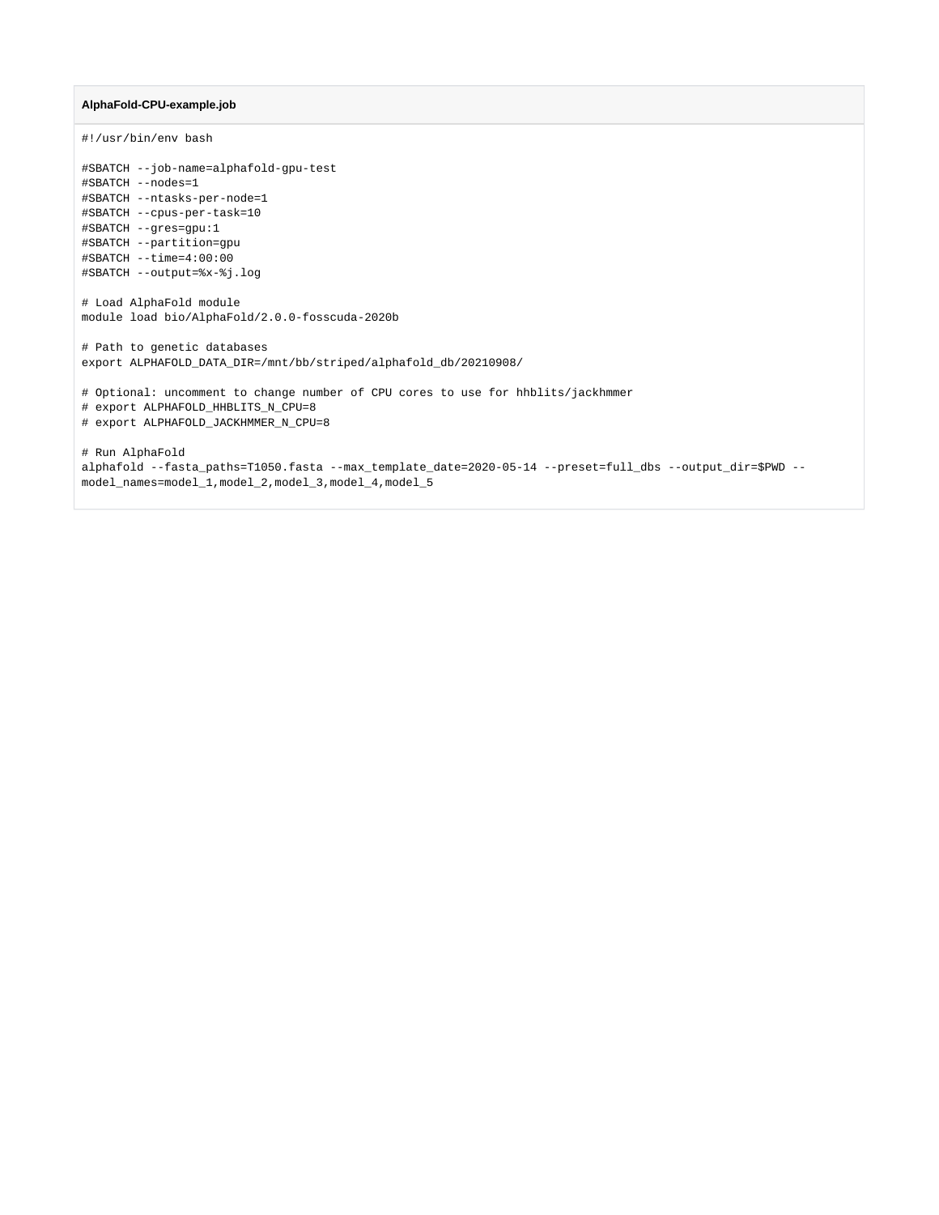**AlphaFold-CPU-example.job**

```
#!/usr/bin/env bash

#SBATCH --job-name=alphafold-gpu-test
#SBATCH --nodes=1
#SBATCH --ntasks-per-node=1
#SBATCH --cpus-per-task=10
#SBATCH --gres=gpu:1
#SBATCH --partition=gpu
#SBATCH --time=4:00:00
#SBATCH --output=%x-%j.log

# Load AlphaFold module
module load bio/AlphaFold/2.0.0-fosscuda-2020b

# Path to genetic databases
export ALPHAFOLD_DATA_DIR=/mnt/bb/striped/alphafold_db/20210908/

# Optional: uncomment to change number of CPU cores to use for hhblits/jackhmmer
# export ALPHAFOLD_HHBLITS_N_CPU=8
# export ALPHAFOLD_JACKHMMER_N_CPU=8

# Run AlphaFold
alphafold --fasta_paths=T1050.fasta --max_template_date=2020-05-14 --preset=full_dbs --output_dir=$PWD --
model_names=model_1,model_2,model_3,model_4,model_5
```